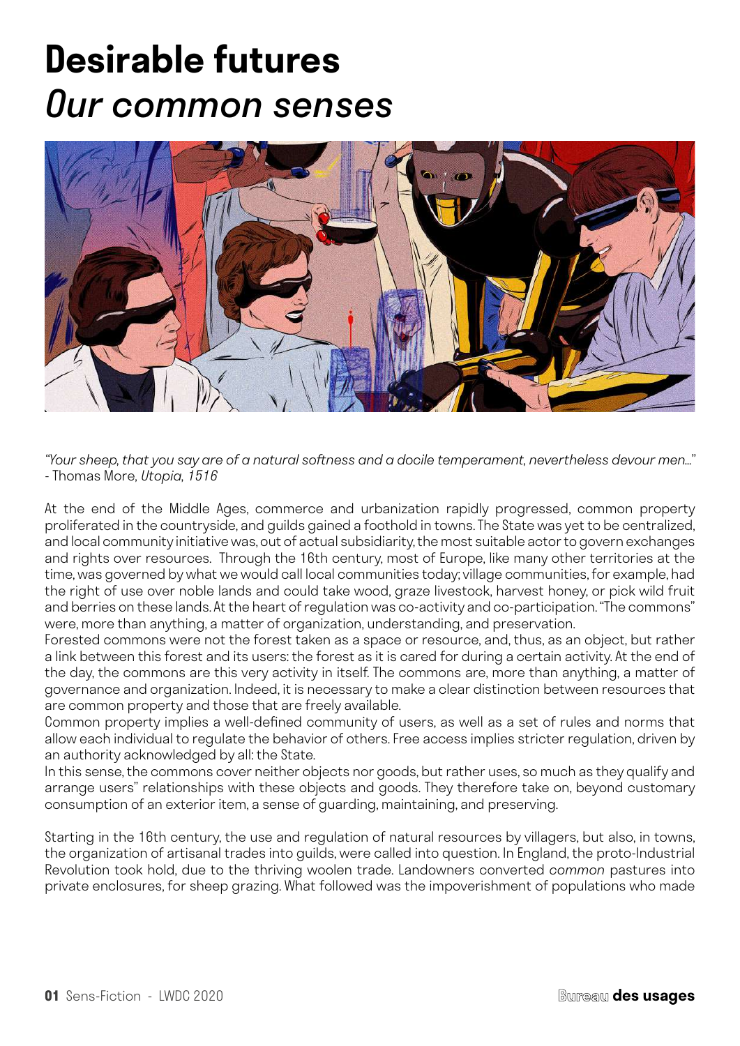# Desirable futures
## *Our common senses*

*"Your sheep, that you say are of a natural softness and a docile temperament, nevertheless devour men..."*
- Thomas More, *Utopia, 1516*

At the end of the Middle Ages, commerce and urbanization rapidly progressed, common property proliferated in the countryside, and guilds gained a foothold in towns. The State was yet to be centralized, and local community initiative was, out of actual subsidiarity, the most suitable actor to govern exchanges and rights over resources. Through the 16th century, most of Europe, like many other territories at the time, was governed by what we would call local communities today; village communities, for example, had the right of use over noble lands and could take wood, graze livestock, harvest honey, or pick wild fruit and berries on these lands. At the heart of regulation was co-activity and co-participation. "The commons" were, more than anything, a matter of organization, understanding, and preservation.
Forested commons were not the forest taken as a space or resource, and, thus, as an object, but rather a link between this forest and its users: the forest as it is cared for during a certain activity. At the end of the day, the commons are this very activity in itself. The commons are, more than anything, a matter of governance and organization. Indeed, it is necessary to make a clear distinction between resources that are common property and those that are freely available.
Common property implies a well-defined community of users, as well as a set of rules and norms that allow each individual to regulate the behavior of others. Free access implies stricter regulation, driven by an authority acknowledged by all: the State.
In this sense, the commons cover neither objects nor goods, but rather uses, so much as they qualify and arrange users" relationships with these objects and goods. They therefore take on, beyond customary consumption of an exterior item, a sense of guarding, maintaining, and preserving.

Starting in the 16th century, the use and regulation of natural resources by villagers, but also, in towns, the organization of artisanal trades into guilds, were called into question. In England, the proto-Industrial Revolution took hold, due to the thriving woolen trade. Landowners converted *common* pastures into private enclosures, for sheep grazing. What followed was the impoverishment of populations who made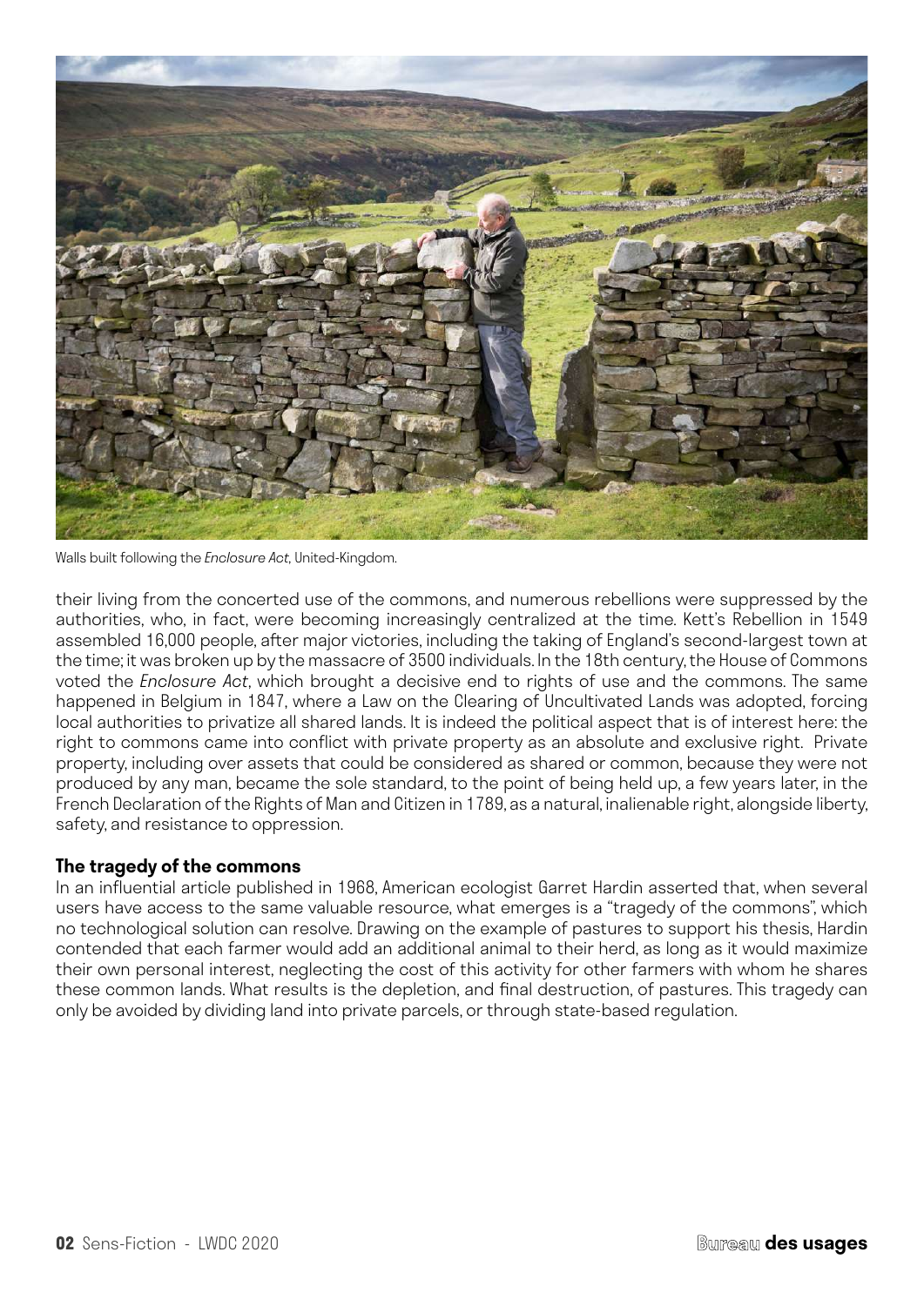Walls built following the *Enclosure Act*, United-Kingdom.

their living from the concerted use of the commons, and numerous rebellions were suppressed by the authorities, who, in fact, were becoming increasingly centralized at the time. Kett's Rebellion in 1549 assembled 16,000 people, after major victories, including the taking of England's second-largest town at the time; it was broken up by the massacre of 3500 individuals. In the 18th century, the House of Commons voted the *Enclosure Act*, which brought a decisive end to rights of use and the commons. The same happened in Belgium in 1847, where a Law on the Clearing of Uncultivated Lands was adopted, forcing local authorities to privatize all shared lands. It is indeed the political aspect that is of interest here: the right to commons came into conflict with private property as an absolute and exclusive right. Private property, including over assets that could be considered as shared or common, because they were not produced by any man, became the sole standard, to the point of being held up, a few years later, in the French Declaration of the Rights of Man and Citizen in 1789, as a natural, inalienable right, alongside liberty, safety, and resistance to oppression.

**The tragedy of the commons**

In an influential article published in 1968, American ecologist Garret Hardin asserted that, when several users have access to the same valuable resource, what emerges is a "tragedy of the commons", which no technological solution can resolve. Drawing on the example of pastures to support his thesis, Hardin contended that each farmer would add an additional animal to their herd, as long as it would maximize their own personal interest, neglecting the cost of this activity for other farmers with whom he shares these common lands. What results is the depletion, and final destruction, of pastures. This tragedy can only be avoided by dividing land into private parcels, or through state-based regulation.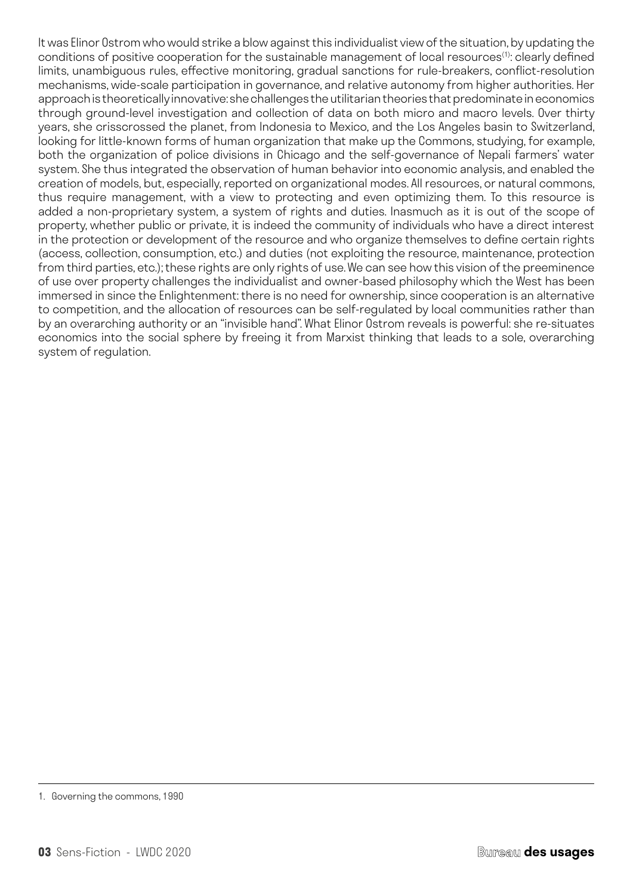It was Elinor Ostrom who would strike a blow against this individualist view of the situation, by updating the conditions of positive cooperation for the sustainable management of local resources[1]: clearly defined limits, unambiguous rules, effective monitoring, gradual sanctions for rule-breakers, conflict-resolution mechanisms, wide-scale participation in governance, and relative autonomy from higher authorities. Her approach is theoretically innovative: she challenges the utilitarian theories that predominate in economics through ground-level investigation and collection of data on both micro and macro levels. Over thirty years, she crisscrossed the planet, from Indonesia to Mexico, and the Los Angeles basin to Switzerland, looking for little-known forms of human organization that make up the Commons, studying, for example, both the organization of police divisions in Chicago and the self-governance of Nepali farmers' water system. She thus integrated the observation of human behavior into economic analysis, and enabled the creation of models, but, especially, reported on organizational modes. All resources, or natural commons, thus require management, with a view to protecting and even optimizing them. To this resource is added a non-proprietary system, a system of rights and duties. Inasmuch as it is out of the scope of property, whether public or private, it is indeed the community of individuals who have a direct interest in the protection or development of the resource and who organize themselves to define certain rights (access, collection, consumption, etc.) and duties (not exploiting the resource, maintenance, protection from third parties, etc.); these rights are only rights of use. We can see how this vision of the preeminence of use over property challenges the individualist and owner-based philosophy which the West has been immersed in since the Enlightenment: there is no need for ownership, since cooperation is an alternative to competition, and the allocation of resources can be self-regulated by local communities rather than by an overarching authority or an "invisible hand". What Elinor Ostrom reveals is powerful: she re-situates economics into the social sphere by freeing it from Marxist thinking that leads to a sole, overarching system of regulation.

---

1. Governing the commons, 1990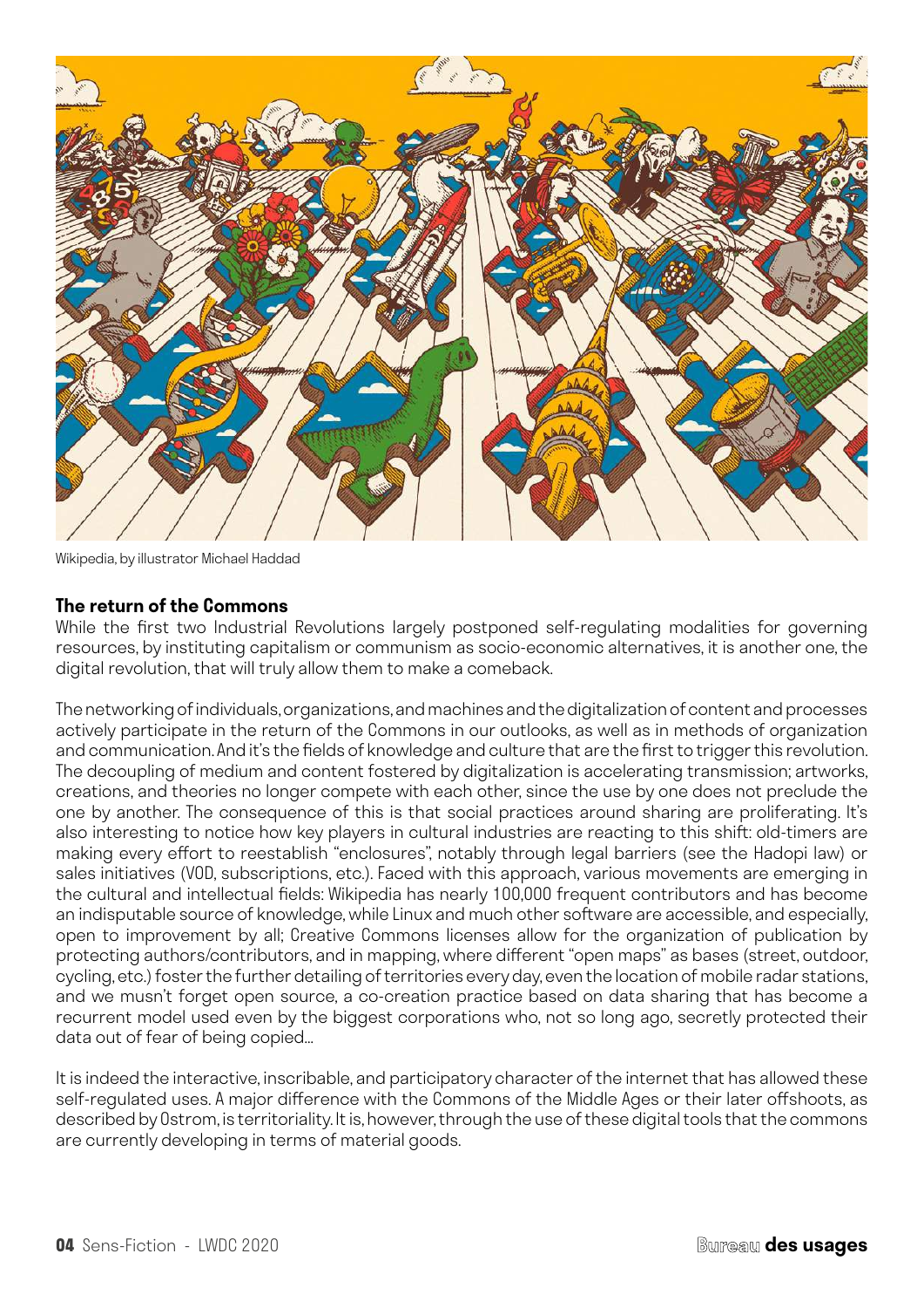Wikipedia, by illustrator Michael Haddad

## The return of the Commons

While the first two Industrial Revolutions largely postponed self-regulating modalities for governing resources, by instituting capitalism or communism as socio-economic alternatives, it is another one, the digital revolution, that will truly allow them to make a comeback.

The networking of individuals, organizations, and machines and the digitalization of content and processes actively participate in the return of the Commons in our outlooks, as well as in methods of organization and communication. And it's the fields of knowledge and culture that are the first to trigger this revolution. The decoupling of medium and content fostered by digitalization is accelerating transmission; artworks, creations, and theories no longer compete with each other, since the use by one does not preclude the one by another. The consequence of this is that social practices around sharing are proliferating. It's also interesting to notice how key players in cultural industries are reacting to this shift: old-timers are making every effort to reestablish "enclosures", notably through legal barriers (see the Hadopi law) or sales initiatives (VOD, subscriptions, etc.). Faced with this approach, various movements are emerging in the cultural and intellectual fields: Wikipedia has nearly 100,000 frequent contributors and has become an indisputable source of knowledge, while Linux and much other software are accessible, and especially, open to improvement by all; Creative Commons licenses allow for the organization of publication by protecting authors/contributors, and in mapping, where different "open maps" as bases (street, outdoor, cycling, etc.) foster the further detailing of territories every day, even the location of mobile radar stations, and we musn't forget open source, a co-creation practice based on data sharing that has become a recurrent model used even by the biggest corporations who, not so long ago, secretly protected their data out of fear of being copied...

It is indeed the interactive, inscribable, and participatory character of the internet that has allowed these self-regulated uses. A major difference with the Commons of the Middle Ages or their later offshoots, as described by Ostrom, is territoriality. It is, however, through the use of these digital tools that the commons are currently developing in terms of material goods.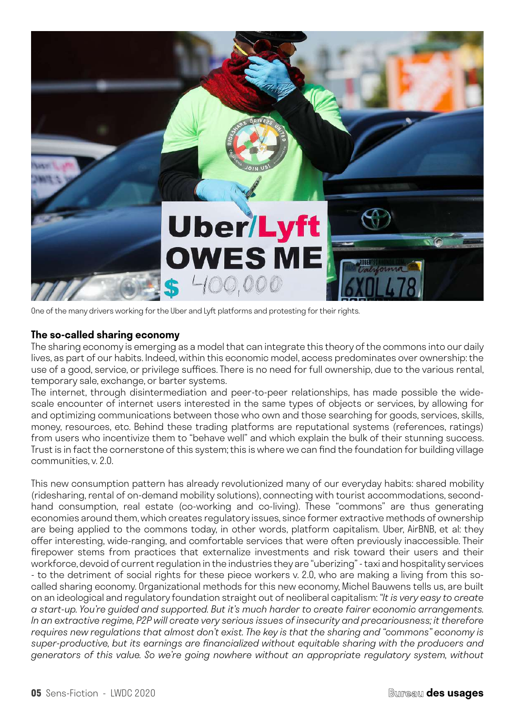One of the many drivers working for the Uber and Lyft platforms and protesting for their rights.

**The so-called sharing economy**

The sharing economy is emerging as a model that can integrate this theory of the commons into our daily lives, as part of our habits. Indeed, within this economic model, access predominates over ownership: the use of a good, service, or privilege suffices. There is no need for full ownership, due to the various rental, temporary sale, exchange, or barter systems.

The internet, through disintermediation and peer-to-peer relationships, has made possible the wide-scale encounter of internet users interested in the same types of objects or services, by allowing for and optimizing communications between those who own and those searching for goods, services, skills, money, resources, etc. Behind these trading platforms are reputational systems (references, ratings) from users who incentivize them to "behave well" and which explain the bulk of their stunning success. Trust is in fact the cornerstone of this system; this is where we can find the foundation for building village communities, v. 2.0.

This new consumption pattern has already revolutionized many of our everyday habits: shared mobility (ridesharing, rental of on-demand mobility solutions), connecting with tourist accommodations, second-hand consumption, real estate (co-working and co-living). These "commons" are thus generating economies around them, which creates regulatory issues, since former extractive methods of ownership are being applied to the commons today, in other words, platform capitalism. Uber, AirBNB, et al: they offer interesting, wide-ranging, and comfortable services that were often previously inaccessible. Their firepower stems from practices that externalize investments and risk toward their users and their workforce, devoid of current regulation in the industries they are "uberizing" - taxi and hospitality services - to the detriment of social rights for these piece workers v. 2.0, who are making a living from this so-called sharing economy. Organizational methods for this new economy, Michel Bauwens tells us, are built on an ideological and regulatory foundation straight out of neoliberal capitalism: *"It is very easy to create a start-up. You're guided and supported. But it's much harder to create fairer economic arrangements. In an extractive regime, P2P will create very serious issues of insecurity and precariousness; it therefore requires new regulations that almost don't exist. The key is that the sharing and "commons" economy is super-productive, but its earnings are financialized without equitable sharing with the producers and generators of this value. So we're going nowhere without an appropriate regulatory system, without*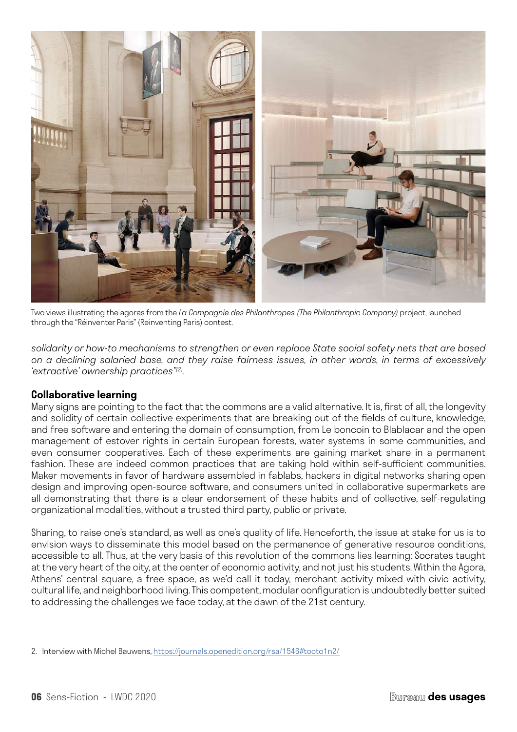Two views illustrating the agoras from the *La Compagnie des Philanthropes (The Philanthropic Company)* project, launched through the "Réinventer Paris" (Reinventing Paris) contest.

*solidarity or how-to mechanisms to strengthen or even replace State social safety nets that are based on a declining salaried base, and they raise fairness issues, in other words, in terms of excessively 'extractive' ownership practices"[2].*

### Collaborative learning

Many signs are pointing to the fact that the commons are a valid alternative. It is, first of all, the longevity and solidity of certain collective experiments that are breaking out of the fields of culture, knowledge, and free software and entering the domain of consumption, from Le boncoin to Blablacar and the open management of estover rights in certain European forests, water systems in some communities, and even consumer cooperatives. Each of these experiments are gaining market share in a permanent fashion. These are indeed common practices that are taking hold within self-sufficient communities. Maker movements in favor of hardware assembled in fablabs, hackers in digital networks sharing open design and improving open-source software, and consumers united in collaborative supermarkets are all demonstrating that there is a clear endorsement of these habits and of collective, self-regulating organizational modalities, without a trusted third party, public or private.

Sharing, to raise one's standard, as well as one's quality of life. Henceforth, the issue at stake for us is to envision ways to disseminate this model based on the permanence of generative resource conditions, accessible to all. Thus, at the very basis of this revolution of the commons lies learning: Socrates taught at the very heart of the city, at the center of economic activity, and not just his students. Within the Agora, Athens' central square, a free space, as we'd call it today, merchant activity mixed with civic activity, cultural life, and neighborhood living. This competent, modular configuration is undoubtedly better suited to addressing the challenges we face today, at the dawn of the 21st century.

---

2. Interview with Michel Bauwens, https://journals.openedition.org/rsa/1546#tocto1n2/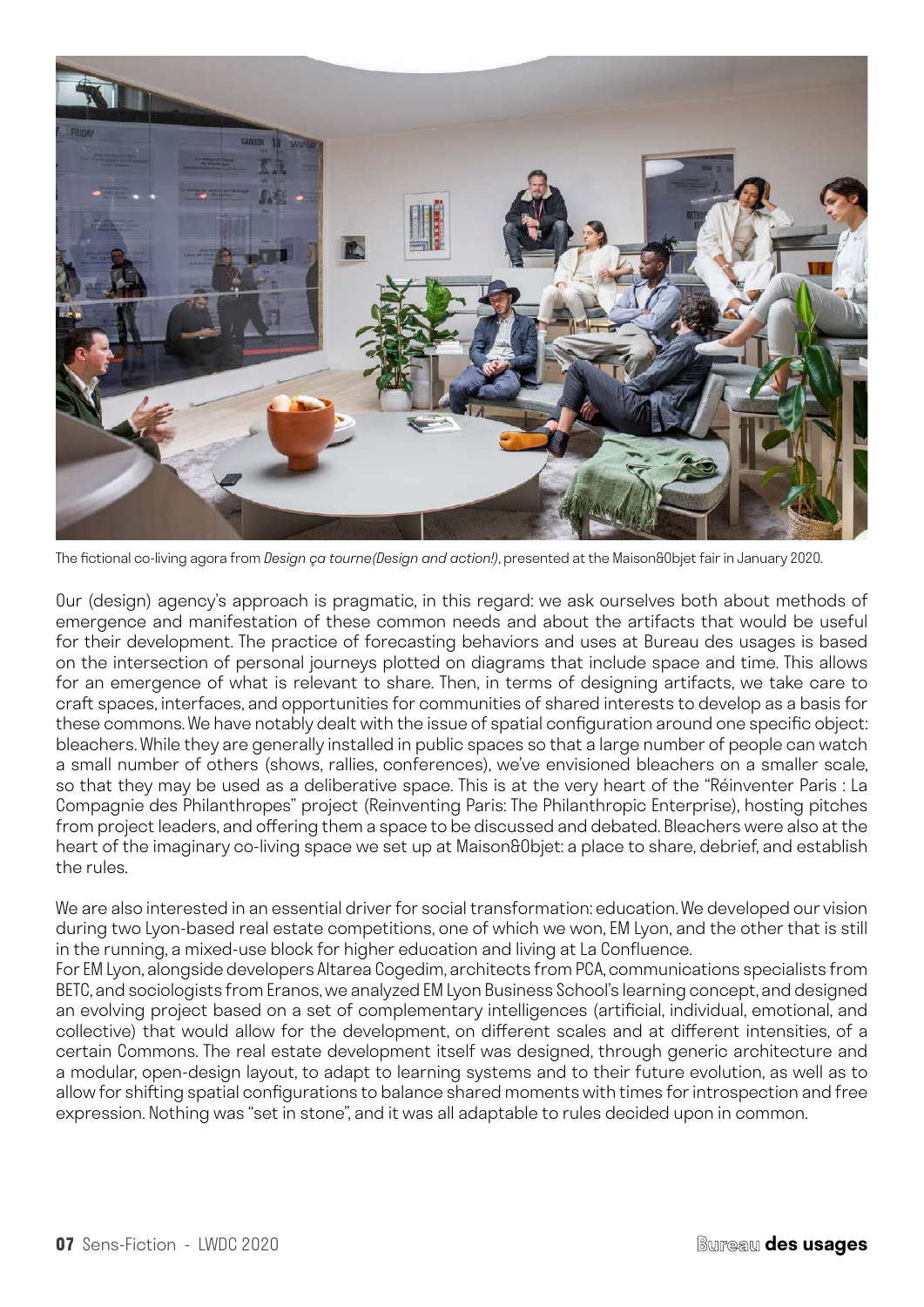The fictional co-living agora from *Design ça tourne(Design and action!)*, presented at the Maison&Objet fair in January 2020.

Our (design) agency's approach is pragmatic, in this regard: we ask ourselves both about methods of emergence and manifestation of these common needs and about the artifacts that would be useful for their development. The practice of forecasting behaviors and uses at Bureau des usages is based on the intersection of personal journeys plotted on diagrams that include space and time. This allows for an emergence of what is relevant to share. Then, in terms of designing artifacts, we take care to craft spaces, interfaces, and opportunities for communities of shared interests to develop as a basis for these commons. We have notably dealt with the issue of spatial configuration around one specific object: bleachers. While they are generally installed in public spaces so that a large number of people can watch a small number of others (shows, rallies, conferences), we've envisioned bleachers on a smaller scale, so that they may be used as a deliberative space. This is at the very heart of the "Réinventer Paris : La Compagnie des Philanthropes" project (Reinventing Paris: The Philanthropic Enterprise), hosting pitches from project leaders, and offering them a space to be discussed and debated. Bleachers were also at the heart of the imaginary co-living space we set up at Maison&Objet: a place to share, debrief, and establish the rules.

We are also interested in an essential driver for social transformation: education. We developed our vision during two Lyon-based real estate competitions, one of which we won, EM Lyon, and the other that is still in the running, a mixed-use block for higher education and living at La Confluence.

For EM Lyon, alongside developers Altarea Cogedim, architects from PCA, communications specialists from BETC, and sociologists from Eranos, we analyzed EM Lyon Business School's learning concept, and designed an evolving project based on a set of complementary intelligences (artificial, individual, emotional, and collective) that would allow for the development, on different scales and at different intensities, of a certain Commons. The real estate development itself was designed, through generic architecture and a modular, open-design layout, to adapt to learning systems and to their future evolution, as well as to allow for shifting spatial configurations to balance shared moments with times for introspection and free expression. Nothing was "set in stone", and it was all adaptable to rules decided upon in common.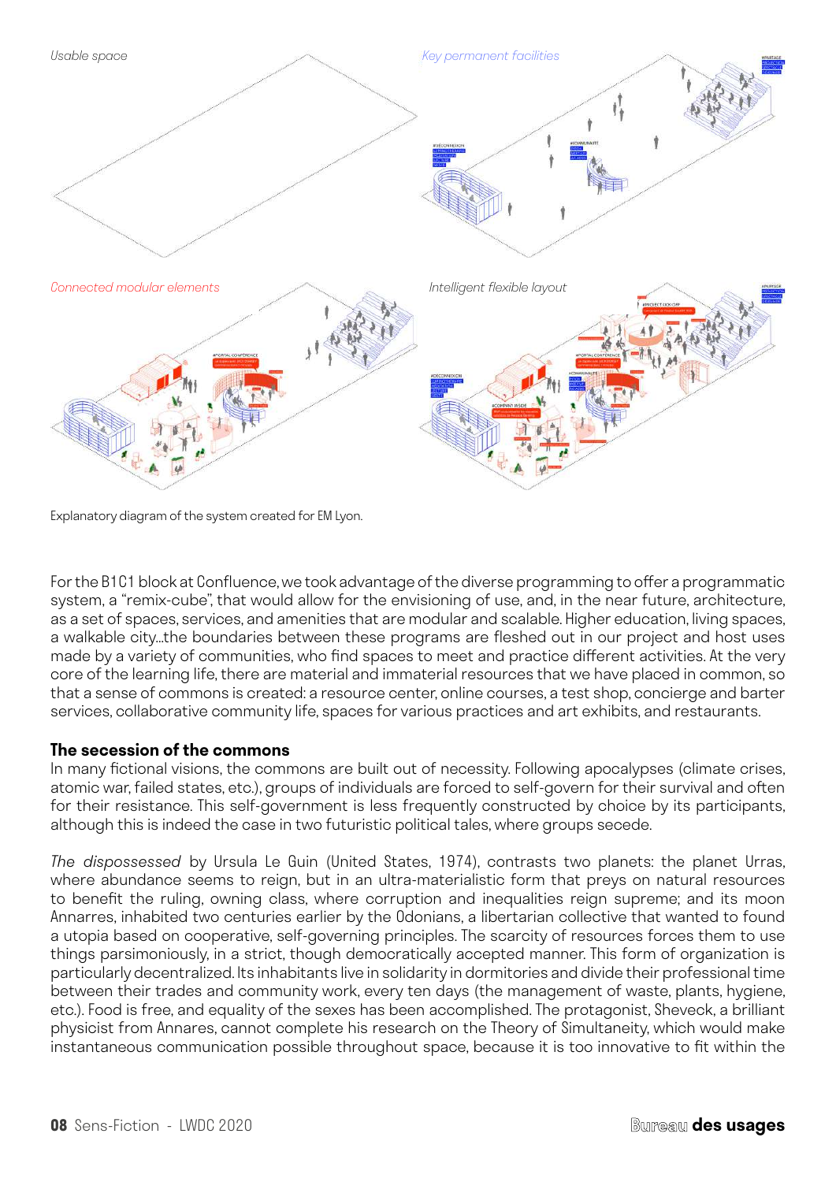Usable space

Key permanent facilities

Connected modular elements

Intelligent flexible layout

Explanatory diagram of the system created for EM Lyon.

For the B1C1 block at Confluence, we took advantage of the diverse programming to offer a programmatic system, a "remix-cube", that would allow for the envisioning of use, and, in the near future, architecture, as a set of spaces, services, and amenities that are modular and scalable. Higher education, living spaces, a walkable city...the boundaries between these programs are fleshed out in our project and host uses made by a variety of communities, who find spaces to meet and practice different activities. At the very core of the learning life, there are material and immaterial resources that we have placed in common, so that a sense of commons is created: a resource center, online courses, a test shop, concierge and barter services, collaborative community life, spaces for various practices and art exhibits, and restaurants.

**The secession of the commons**

In many fictional visions, the commons are built out of necessity. Following apocalypses (climate crises, atomic war, failed states, etc.), groups of individuals are forced to self-govern for their survival and often for their resistance. This self-government is less frequently constructed by choice by its participants, although this is indeed the case in two futuristic political tales, where groups secede.

*The dispossessed* by Ursula Le Guin (United States, 1974), contrasts two planets: the planet Urras, where abundance seems to reign, but in an ultra-materialistic form that preys on natural resources to benefit the ruling, owning class, where corruption and inequalities reign supreme; and its moon Annarres, inhabited two centuries earlier by the Odonians, a libertarian collective that wanted to found a utopia based on cooperative, self-governing principles. The scarcity of resources forces them to use things parsimoniously, in a strict, though democratically accepted manner. This form of organization is particularly decentralized. Its inhabitants live in solidarity in dormitories and divide their professional time between their trades and community work, every ten days (the management of waste, plants, hygiene, etc.). Food is free, and equality of the sexes has been accomplished. The protagonist, Sheveck, a brilliant physicist from Annares, cannot complete his research on the Theory of Simultaneity, which would make instantaneous communication possible throughout space, because it is too innovative to fit within the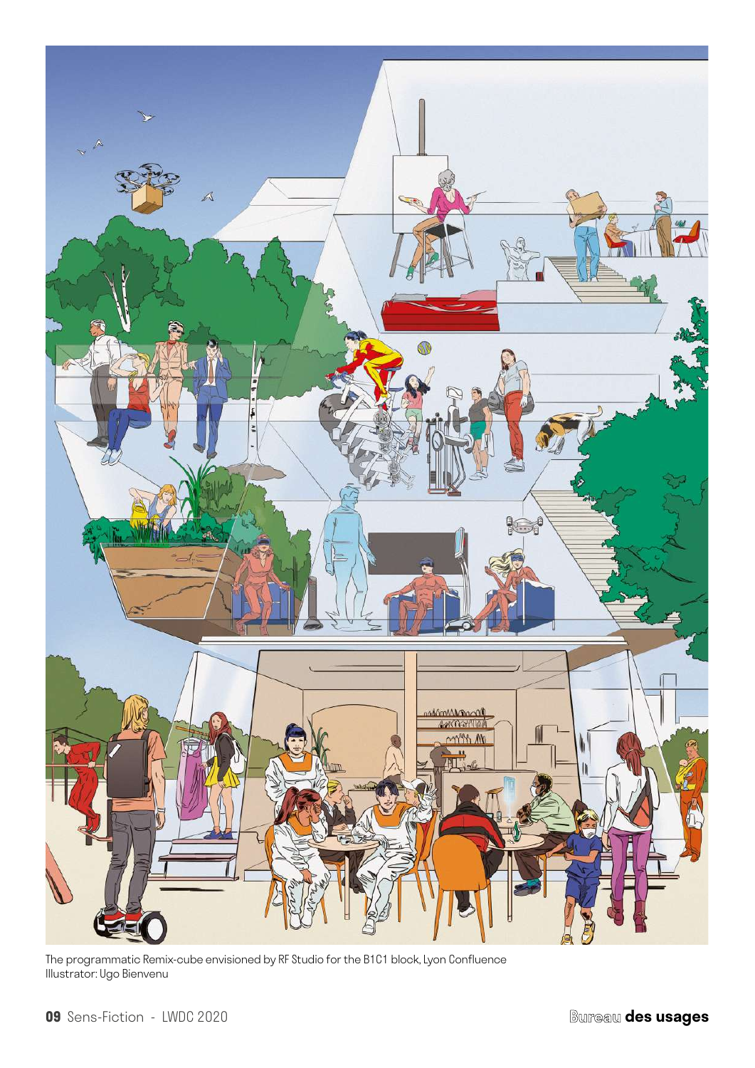The programmatic Remix-cube envisioned by RF Studio for the B1C1 block, Lyon Confluence
Illustrator: Ugo Bienvenu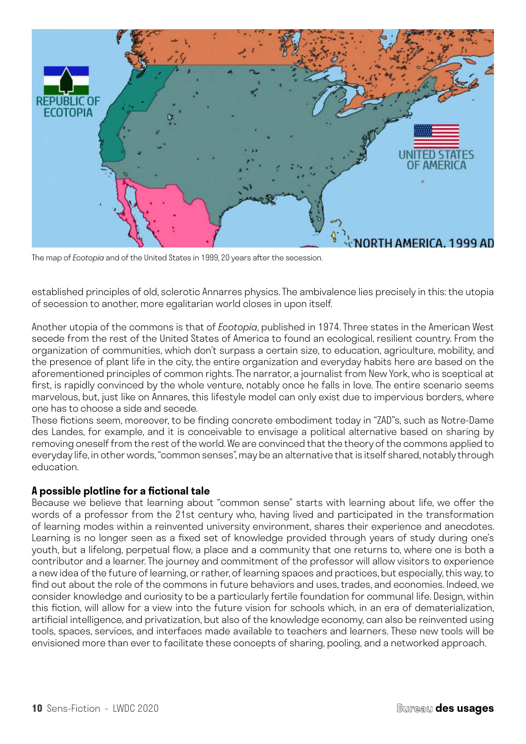The map of *Ecotopia* and of the United States in 1999, 20 years after the secession.

established principles of old, sclerotic Annarres physics. The ambivalence lies precisely in this: the utopia of secession to another, more egalitarian world closes in upon itself.

Another utopia of the commons is that of *Ecotopia*, published in 1974. Three states in the American West secede from the rest of the United States of America to found an ecological, resilient country. From the organization of communities, which don't surpass a certain size, to education, agriculture, mobility, and the presence of plant life in the city, the entire organization and everyday habits here are based on the aforementioned principles of common rights. The narrator, a journalist from New York, who is sceptical at first, is rapidly convinced by the whole venture, notably once he falls in love. The entire scenario seems marvelous, but, just like on Annares, this lifestyle model can only exist due to impervious borders, where one has to choose a side and secede.
These fictions seem, moreover, to be finding concrete embodiment today in "ZAD"s, such as Notre-Dame des Landes, for example, and it is conceivable to envisage a political alternative based on sharing by removing oneself from the rest of the world. We are convinced that the theory of the commons applied to everyday life, in other words, "common senses", may be an alternative that is itself shared, notably through education.

**A possible plotline for a fictional tale**

Because we believe that learning about "common sense" starts with learning about life, we offer the words of a professor from the 21st century who, having lived and participated in the transformation of learning modes within a reinvented university environment, shares their experience and anecdotes. Learning is no longer seen as a fixed set of knowledge provided through years of study during one's youth, but a lifelong, perpetual flow, a place and a community that one returns to, where one is both a contributor and a learner. The journey and commitment of the professor will allow visitors to experience a new idea of the future of learning, or rather, of learning spaces and practices, but especially, this way, to find out about the role of the commons in future behaviors and uses, trades, and economies. Indeed, we consider knowledge and curiosity to be a particularly fertile foundation for communal life. Design, within this fiction, will allow for a view into the future vision for schools which, in an era of dematerialization, artificial intelligence, and privatization, but also of the knowledge economy, can also be reinvented using tools, spaces, services, and interfaces made available to teachers and learners. These new tools will be envisioned more than ever to facilitate these concepts of sharing, pooling, and a networked approach.